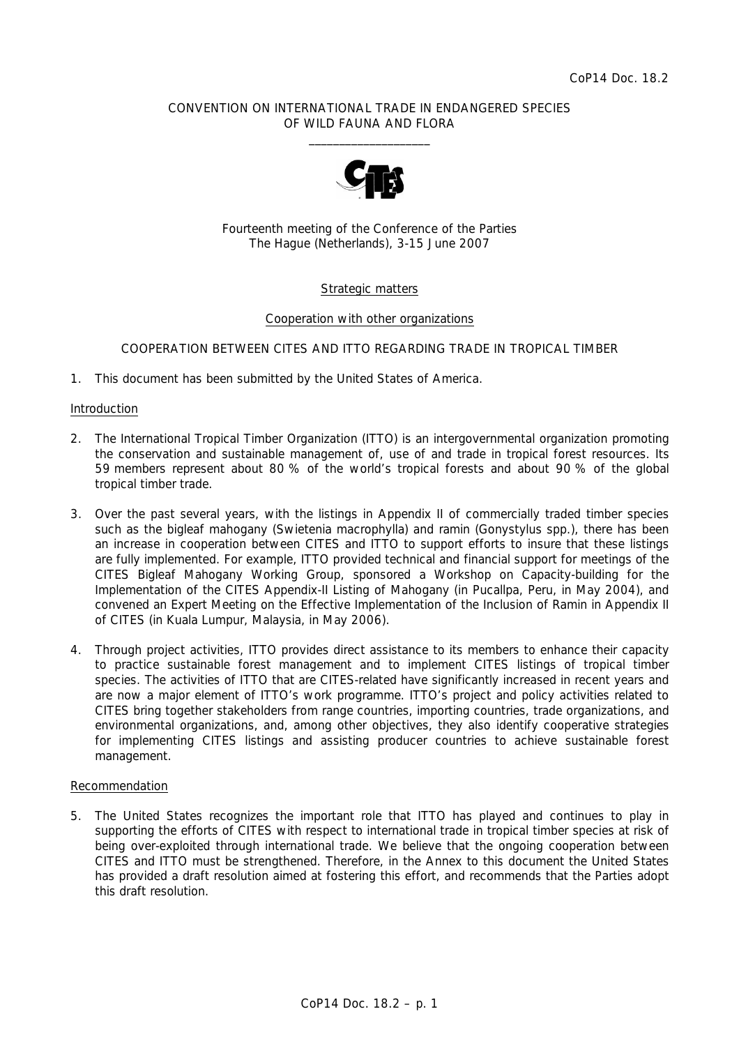CoP14 Doc. 18.2

CONVENTION ON INTERNATIONAL TRADE IN ENDANGERED SPECIES OF WILD FAUNA AND FLORA

\_\_\_\_\_\_\_\_\_\_\_\_\_\_\_\_\_\_\_\_

Fourteenth meeting of the Conference of the Parties
The Hague (Netherlands), 3-15 June 2007

Strategic matters

Cooperation with other organizations

COOPERATION BETWEEN CITES AND ITTO REGARDING TRADE IN TROPICAL TIMBER

1. This document has been submitted by the United States of America.

## Introduction

2. The International Tropical Timber Organization (ITTO) is an intergovernmental organization promoting the conservation and sustainable management of, use of and trade in tropical forest resources. Its 59 members represent about 80 % of the world's tropical forests and about 90 % of the global tropical timber trade.

3. Over the past several years, with the listings in Appendix II of commercially traded timber species such as the bigleaf mahogany (*Swietenia macrophylla*) and ramin (*Gonystylus* spp.), there has been an increase in cooperation between CITES and ITTO to support efforts to insure that these listings are fully implemented. For example, ITTO provided technical and financial support for meetings of the CITES Bigleaf Mahogany Working Group, sponsored a Workshop on Capacity-building for the Implementation of the CITES Appendix-II Listing of Mahogany (in Pucallpa, Peru, in May 2004), and convened an Expert Meeting on the Effective Implementation of the Inclusion of Ramin in Appendix II of CITES (in Kuala Lumpur, Malaysia, in May 2006).

4. Through project activities, ITTO provides direct assistance to its members to enhance their capacity to practice sustainable forest management and to implement CITES listings of tropical timber species. The activities of ITTO that are CITES-related have significantly increased in recent years and are now a major element of ITTO's work programme. ITTO's project and policy activities related to CITES bring together stakeholders from range countries, importing countries, trade organizations, and environmental organizations, and, among other objectives, they also identify cooperative strategies for implementing CITES listings and assisting producer countries to achieve sustainable forest management.

## Recommendation

5. The United States recognizes the important role that ITTO has played and continues to play in supporting the efforts of CITES with respect to international trade in tropical timber species at risk of being over-exploited through international trade. We believe that the ongoing cooperation between CITES and ITTO must be strengthened. Therefore, in the Annex to this document the United States has provided a draft resolution aimed at fostering this effort, and recommends that the Parties adopt this draft resolution.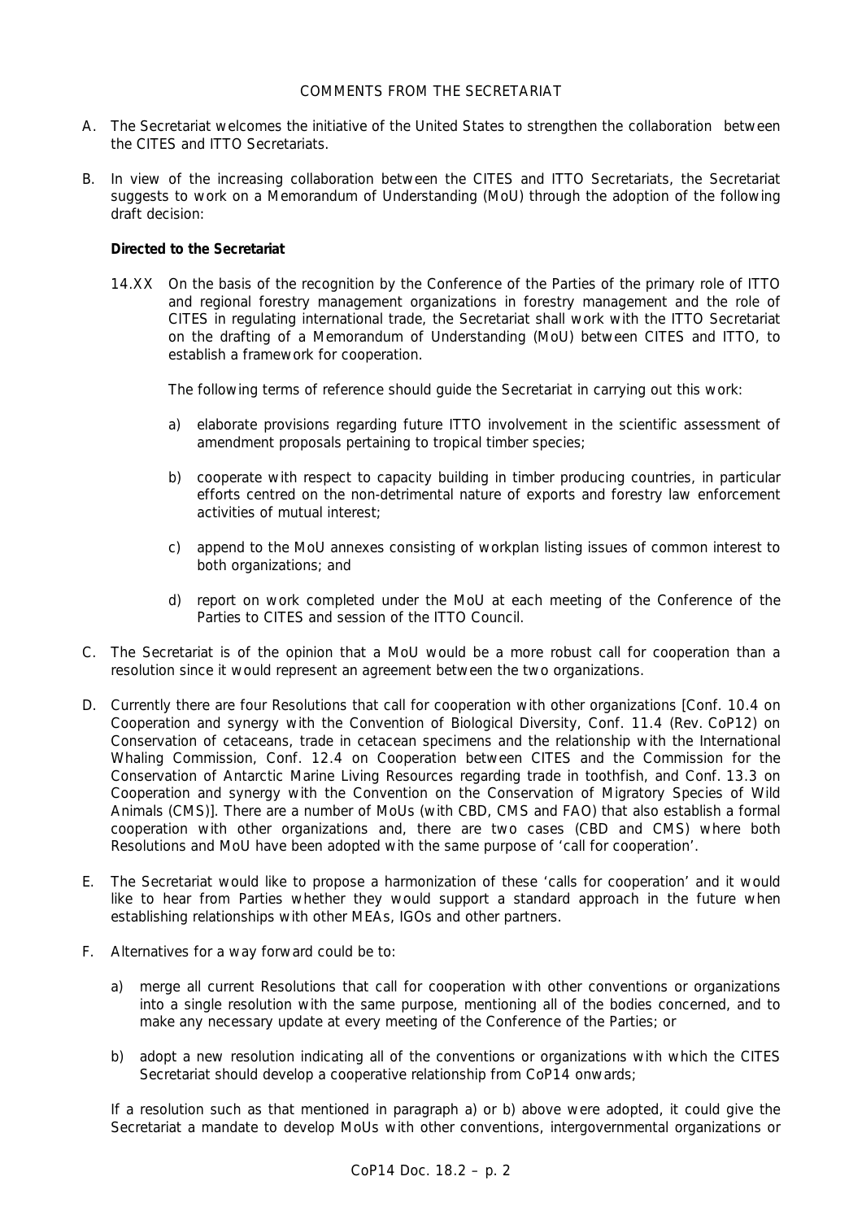COMMENTS FROM THE SECRETARIAT

A. The Secretariat welcomes the initiative of the United States to strengthen the collaboration between the CITES and ITTO Secretariats.

B. In view of the increasing collaboration between the CITES and ITTO Secretariats, the Secretariat suggests to work on a Memorandum of Understanding (MoU) through the adoption of the following draft decision:

   **Directed to the Secretariat**

   14.XX On the basis of the recognition by the Conference of the Parties of the primary role of ITTO and regional forestry management organizations in forestry management and the role of CITES in regulating international trade, the Secretariat shall work with the ITTO Secretariat on the drafting of a Memorandum of Understanding (MoU) between CITES and ITTO, to establish a framework for cooperation.

   The following terms of reference should guide the Secretariat in carrying out this work:

   a) elaborate provisions regarding future ITTO involvement in the scientific assessment of amendment proposals pertaining to tropical timber species;

   b) cooperate with respect to capacity building in timber producing countries, in particular efforts centred on the non-detrimental nature of exports and forestry law enforcement activities of mutual interest;

   c) append to the MoU annexes consisting of workplan listing issues of common interest to both organizations; and

   d) report on work completed under the MoU at each meeting of the Conference of the Parties to CITES and session of the ITTO Council.

C. The Secretariat is of the opinion that a MoU would be a more robust call for cooperation than a resolution since it would represent an agreement between the two organizations.

D. Currently there are four Resolutions that call for cooperation with other organizations [Conf. 10.4 on Cooperation and synergy with the Convention of Biological Diversity, Conf. 11.4 (Rev. CoP12) on Conservation of cetaceans, trade in cetacean specimens and the relationship with the International Whaling Commission, Conf. 12.4 on Cooperation between CITES and the Commission for the Conservation of Antarctic Marine Living Resources regarding trade in toothfish, and Conf. 13.3 on Cooperation and synergy with the Convention on the Conservation of Migratory Species of Wild Animals (CMS)]. There are a number of MoUs (with CBD, CMS and FAO) that also establish a formal cooperation with other organizations and, there are two cases (CBD and CMS) where both Resolutions and MoU have been adopted with the same purpose of 'call for cooperation'.

E. The Secretariat would like to propose a harmonization of these 'calls for cooperation' and it would like to hear from Parties whether they would support a standard approach in the future when establishing relationships with other MEAs, IGOs and other partners.

F. Alternatives for a way forward could be to:

   a) merge all current Resolutions that call for cooperation with other conventions or organizations into a single resolution with the same purpose, mentioning all of the bodies concerned, and to make any necessary update at every meeting of the Conference of the Parties; or

   b) adopt a new resolution indicating all of the conventions or organizations with which the CITES Secretariat should develop a cooperative relationship from CoP14 onwards;

   If a resolution such as that mentioned in paragraph a) or b) above were adopted, it could give the Secretariat a mandate to develop MoUs with other conventions, intergovernmental organizations or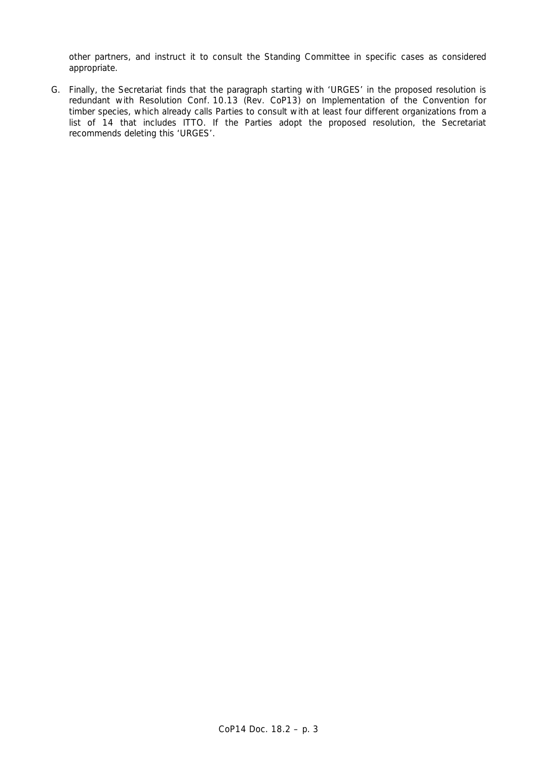other partners, and instruct it to consult the Standing Committee in specific cases as considered appropriate.

G. Finally, the Secretariat finds that the paragraph starting with 'URGES' in the proposed resolution is redundant with Resolution Conf. 10.13 (Rev. CoP13) on Implementation of the Convention for timber species, which already calls Parties to consult with at least four different organizations from a list of 14 that includes ITTO. If the Parties adopt the proposed resolution, the Secretariat recommends deleting this 'URGES'.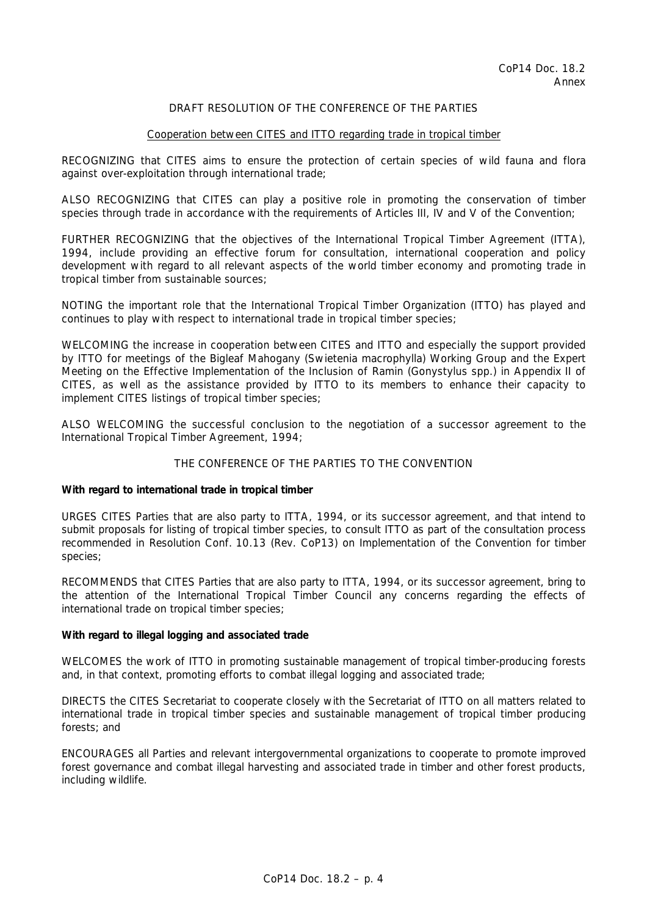CoP14 Doc. 18.2
Annex

DRAFT RESOLUTION OF THE CONFERENCE OF THE PARTIES

Cooperation between CITES and ITTO regarding trade in tropical timber

RECOGNIZING that CITES aims to ensure the protection of certain species of wild fauna and flora against over-exploitation through international trade;

ALSO RECOGNIZING that CITES can play a positive role in promoting the conservation of timber species through trade in accordance with the requirements of Articles III, IV and V of the Convention;

FURTHER RECOGNIZING that the objectives of the International Tropical Timber Agreement (ITTA), 1994, include providing an effective forum for consultation, international cooperation and policy development with regard to all relevant aspects of the world timber economy and promoting trade in tropical timber from sustainable sources;

NOTING the important role that the International Tropical Timber Organization (ITTO) has played and continues to play with respect to international trade in tropical timber species;

WELCOMING the increase in cooperation between CITES and ITTO and especially the support provided by ITTO for meetings of the Bigleaf Mahogany (*Swietenia macrophylla*) Working Group and the Expert Meeting on the Effective Implementation of the Inclusion of Ramin (*Gonystylus* spp.) in Appendix II of CITES, as well as the assistance provided by ITTO to its members to enhance their capacity to implement CITES listings of tropical timber species;

ALSO WELCOMING the successful conclusion to the negotiation of a successor agreement to the International Tropical Timber Agreement, 1994;

THE CONFERENCE OF THE PARTIES TO THE CONVENTION

**With regard to international trade in tropical timber**

URGES CITES Parties that are also party to ITTA, 1994, or its successor agreement, and that intend to submit proposals for listing of tropical timber species, to consult ITTO as part of the consultation process recommended in Resolution Conf. 10.13 (Rev. CoP13) on Implementation of the Convention for timber species;

RECOMMENDS that CITES Parties that are also party to ITTA, 1994, or its successor agreement, bring to the attention of the International Tropical Timber Council any concerns regarding the effects of international trade on tropical timber species;

**With regard to illegal logging and associated trade**

WELCOMES the work of ITTO in promoting sustainable management of tropical timber-producing forests and, in that context, promoting efforts to combat illegal logging and associated trade;

DIRECTS the CITES Secretariat to cooperate closely with the Secretariat of ITTO on all matters related to international trade in tropical timber species and sustainable management of tropical timber producing forests; and

ENCOURAGES all Parties and relevant intergovernmental organizations to cooperate to promote improved forest governance and combat illegal harvesting and associated trade in timber and other forest products, including wildlife.